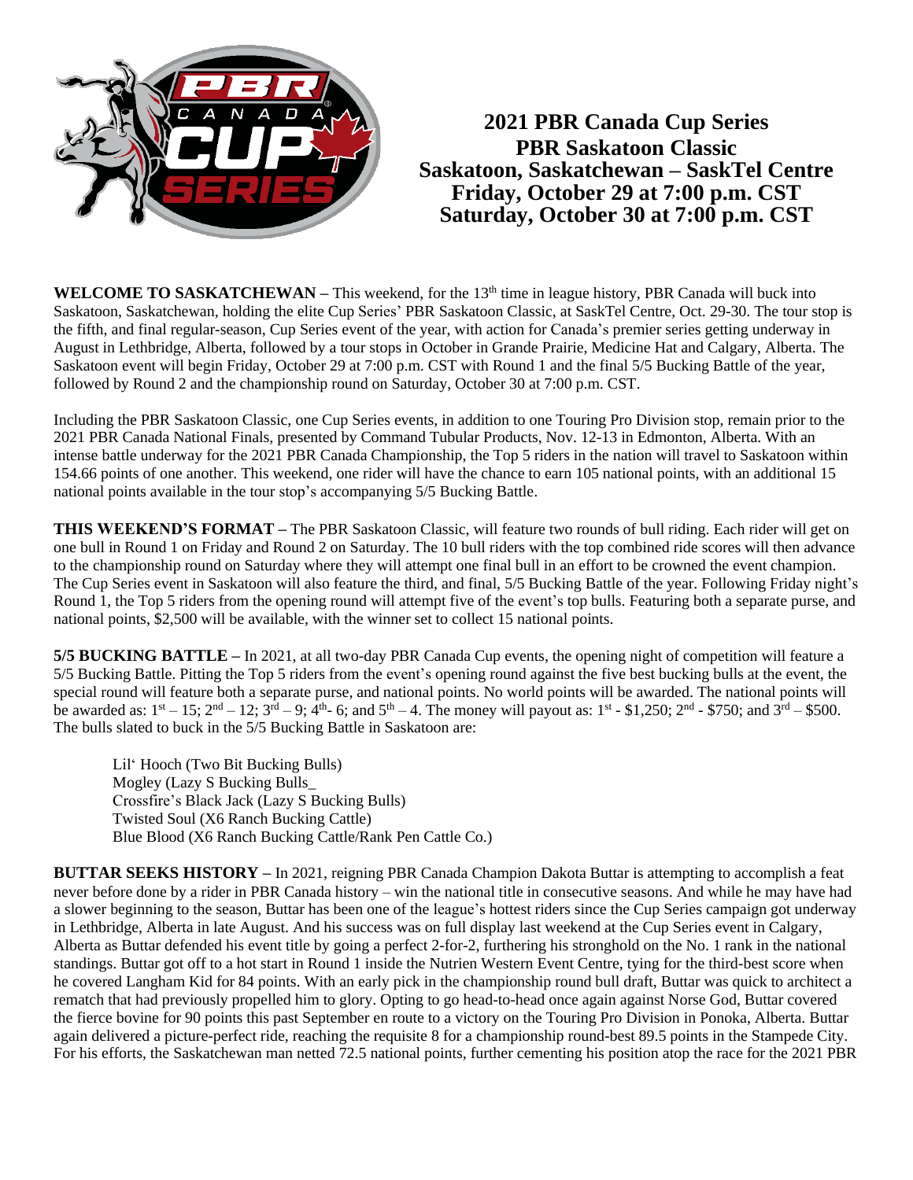# 2021 PBR Canada Cup Series
## PBR Saskatoon Classic
## Saskatoon, Saskatchewan – SaskTel Centre
## Friday, October 29 at 7:00 p.m. CST
## Saturday, October 30 at 7:00 p.m. CST

**WELCOME TO SASKATCHEWAN –** This weekend, for the 13th time in league history, PBR Canada will buck into Saskatoon, Saskatchewan, holding the elite Cup Series' PBR Saskatoon Classic, at SaskTel Centre, Oct. 29-30. The tour stop is the fifth, and final regular-season, Cup Series event of the year, with action for Canada's premier series getting underway in August in Lethbridge, Alberta, followed by a tour stops in October in Grande Prairie, Medicine Hat and Calgary, Alberta. The Saskatoon event will begin Friday, October 29 at 7:00 p.m. CST with Round 1 and the final 5/5 Bucking Battle of the year, followed by Round 2 and the championship round on Saturday, October 30 at 7:00 p.m. CST.

Including the PBR Saskatoon Classic, one Cup Series events, in addition to one Touring Pro Division stop, remain prior to the 2021 PBR Canada National Finals, presented by Command Tubular Products, Nov. 12-13 in Edmonton, Alberta. With an intense battle underway for the 2021 PBR Canada Championship, the Top 5 riders in the nation will travel to Saskatoon within 154.66 points of one another. This weekend, one rider will have the chance to earn 105 national points, with an additional 15 national points available in the tour stop's accompanying 5/5 Bucking Battle.

**THIS WEEKEND'S FORMAT –** The PBR Saskatoon Classic, will feature two rounds of bull riding. Each rider will get on one bull in Round 1 on Friday and Round 2 on Saturday. The 10 bull riders with the top combined ride scores will then advance to the championship round on Saturday where they will attempt one final bull in an effort to be crowned the event champion. The Cup Series event in Saskatoon will also feature the third, and final, 5/5 Bucking Battle of the year. Following Friday night's Round 1, the Top 5 riders from the opening round will attempt five of the event's top bulls. Featuring both a separate purse, and national points, $2,500 will be available, with the winner set to collect 15 national points.

**5/5 BUCKING BATTLE –** In 2021, at all two-day PBR Canada Cup events, the opening night of competition will feature a 5/5 Bucking Battle. Pitting the Top 5 riders from the event's opening round against the five best bucking bulls at the event, the special round will feature both a separate purse, and national points. No world points will be awarded. The national points will be awarded as: 1st – 15; 2nd – 12; 3rd – 9; 4th- 6; and 5th – 4. The money will payout as: 1st - $1,250; 2nd - $750; and 3rd – $500. The bulls slated to buck in the 5/5 Bucking Battle in Saskatoon are:

Lil' Hooch (Two Bit Bucking Bulls)
Mogley (Lazy S Bucking Bulls_
Crossfire's Black Jack (Lazy S Bucking Bulls)
Twisted Soul (X6 Ranch Bucking Cattle)
Blue Blood (X6 Ranch Bucking Cattle/Rank Pen Cattle Co.)

**BUTTAR SEEKS HISTORY –** In 2021, reigning PBR Canada Champion Dakota Buttar is attempting to accomplish a feat never before done by a rider in PBR Canada history – win the national title in consecutive seasons. And while he may have had a slower beginning to the season, Buttar has been one of the league's hottest riders since the Cup Series campaign got underway in Lethbridge, Alberta in late August. And his success was on full display last weekend at the Cup Series event in Calgary, Alberta as Buttar defended his event title by going a perfect 2-for-2, furthering his stronghold on the No. 1 rank in the national standings. Buttar got off to a hot start in Round 1 inside the Nutrien Western Event Centre, tying for the third-best score when he covered Langham Kid for 84 points. With an early pick in the championship round bull draft, Buttar was quick to architect a rematch that had previously propelled him to glory. Opting to go head-to-head once again against Norse God, Buttar covered the fierce bovine for 90 points this past September en route to a victory on the Touring Pro Division in Ponoka, Alberta. Buttar again delivered a picture-perfect ride, reaching the requisite 8 for a championship round-best 89.5 points in the Stampede City. For his efforts, the Saskatchewan man netted 72.5 national points, further cementing his position atop the race for the 2021 PBR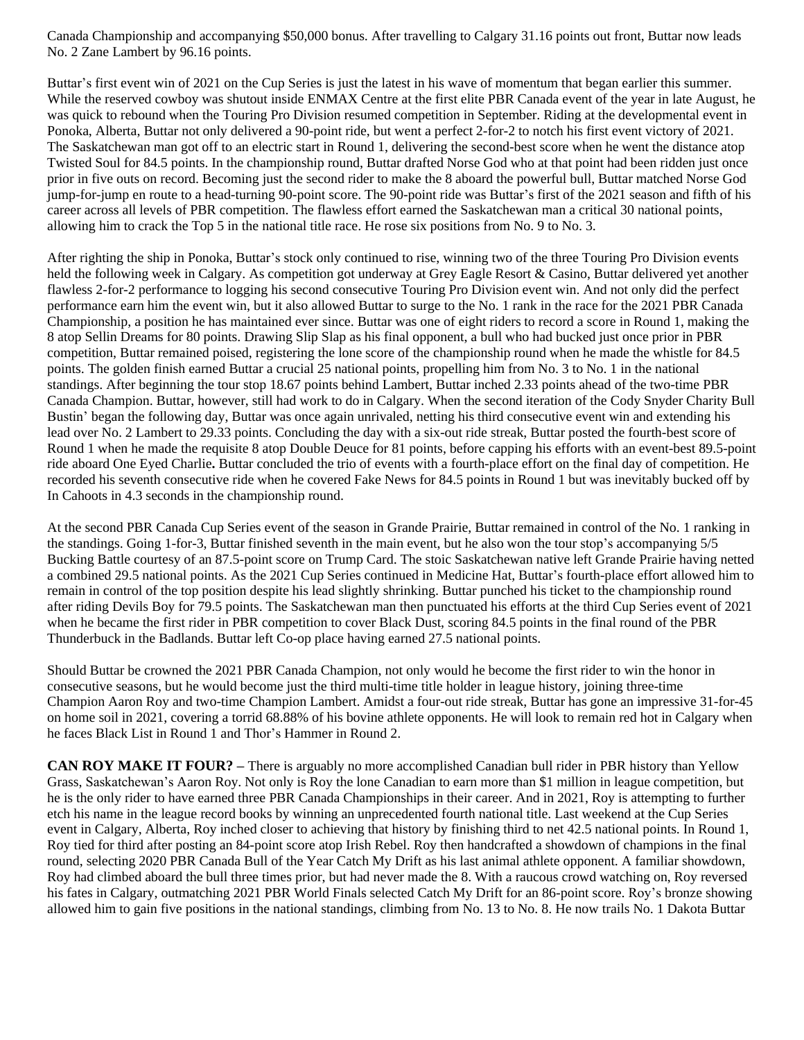Canada Championship and accompanying $50,000 bonus. After travelling to Calgary 31.16 points out front, Buttar now leads No. 2 Zane Lambert by 96.16 points.

Buttar's first event win of 2021 on the Cup Series is just the latest in his wave of momentum that began earlier this summer. While the reserved cowboy was shutout inside ENMAX Centre at the first elite PBR Canada event of the year in late August, he was quick to rebound when the Touring Pro Division resumed competition in September. Riding at the developmental event in Ponoka, Alberta, Buttar not only delivered a 90-point ride, but went a perfect 2-for-2 to notch his first event victory of 2021. The Saskatchewan man got off to an electric start in Round 1, delivering the second-best score when he went the distance atop Twisted Soul for 84.5 points. In the championship round, Buttar drafted Norse God who at that point had been ridden just once prior in five outs on record. Becoming just the second rider to make the 8 aboard the powerful bull, Buttar matched Norse God jump-for-jump en route to a head-turning 90-point score. The 90-point ride was Buttar's first of the 2021 season and fifth of his career across all levels of PBR competition. The flawless effort earned the Saskatchewan man a critical 30 national points, allowing him to crack the Top 5 in the national title race. He rose six positions from No. 9 to No. 3.

After righting the ship in Ponoka, Buttar's stock only continued to rise, winning two of the three Touring Pro Division events held the following week in Calgary. As competition got underway at Grey Eagle Resort & Casino, Buttar delivered yet another flawless 2-for-2 performance to logging his second consecutive Touring Pro Division event win. And not only did the perfect performance earn him the event win, but it also allowed Buttar to surge to the No. 1 rank in the race for the 2021 PBR Canada Championship, a position he has maintained ever since. Buttar was one of eight riders to record a score in Round 1, making the 8 atop Sellin Dreams for 80 points. Drawing Slip Slap as his final opponent, a bull who had bucked just once prior in PBR competition, Buttar remained poised, registering the lone score of the championship round when he made the whistle for 84.5 points. The golden finish earned Buttar a crucial 25 national points, propelling him from No. 3 to No. 1 in the national standings. After beginning the tour stop 18.67 points behind Lambert, Buttar inched 2.33 points ahead of the two-time PBR Canada Champion. Buttar, however, still had work to do in Calgary. When the second iteration of the Cody Snyder Charity Bull Bustin' began the following day, Buttar was once again unrivaled, netting his third consecutive event win and extending his lead over No. 2 Lambert to 29.33 points. Concluding the day with a six-out ride streak, Buttar posted the fourth-best score of Round 1 when he made the requisite 8 atop Double Deuce for 81 points, before capping his efforts with an event-best 89.5-point ride aboard One Eyed Charlie**.** Buttar concluded the trio of events with a fourth-place effort on the final day of competition. He recorded his seventh consecutive ride when he covered Fake News for 84.5 points in Round 1 but was inevitably bucked off by In Cahoots in 4.3 seconds in the championship round.

At the second PBR Canada Cup Series event of the season in Grande Prairie, Buttar remained in control of the No. 1 ranking in the standings. Going 1-for-3, Buttar finished seventh in the main event, but he also won the tour stop's accompanying 5/5 Bucking Battle courtesy of an 87.5-point score on Trump Card. The stoic Saskatchewan native left Grande Prairie having netted a combined 29.5 national points. As the 2021 Cup Series continued in Medicine Hat, Buttar's fourth-place effort allowed him to remain in control of the top position despite his lead slightly shrinking. Buttar punched his ticket to the championship round after riding Devils Boy for 79.5 points. The Saskatchewan man then punctuated his efforts at the third Cup Series event of 2021 when he became the first rider in PBR competition to cover Black Dust, scoring 84.5 points in the final round of the PBR Thunderbuck in the Badlands. Buttar left Co-op place having earned 27.5 national points.

Should Buttar be crowned the 2021 PBR Canada Champion, not only would he become the first rider to win the honor in consecutive seasons, but he would become just the third multi-time title holder in league history, joining three-time Champion Aaron Roy and two-time Champion Lambert. Amidst a four-out ride streak, Buttar has gone an impressive 31-for-45 on home soil in 2021, covering a torrid 68.88% of his bovine athlete opponents. He will look to remain red hot in Calgary when he faces Black List in Round 1 and Thor's Hammer in Round 2.

**CAN ROY MAKE IT FOUR? –** There is arguably no more accomplished Canadian bull rider in PBR history than Yellow Grass, Saskatchewan's Aaron Roy. Not only is Roy the lone Canadian to earn more than $1 million in league competition, but he is the only rider to have earned three PBR Canada Championships in their career. And in 2021, Roy is attempting to further etch his name in the league record books by winning an unprecedented fourth national title. Last weekend at the Cup Series event in Calgary, Alberta, Roy inched closer to achieving that history by finishing third to net 42.5 national points. In Round 1, Roy tied for third after posting an 84-point score atop Irish Rebel. Roy then handcrafted a showdown of champions in the final round, selecting 2020 PBR Canada Bull of the Year Catch My Drift as his last animal athlete opponent. A familiar showdown, Roy had climbed aboard the bull three times prior, but had never made the 8. With a raucous crowd watching on, Roy reversed his fates in Calgary, outmatching 2021 PBR World Finals selected Catch My Drift for an 86-point score. Roy's bronze showing allowed him to gain five positions in the national standings, climbing from No. 13 to No. 8. He now trails No. 1 Dakota Buttar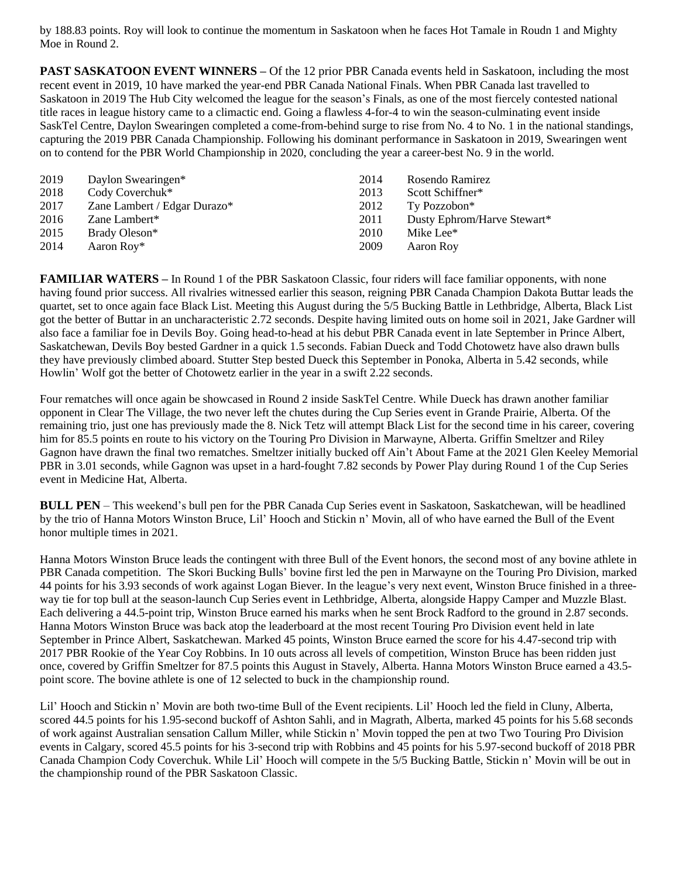by 188.83 points. Roy will look to continue the momentum in Saskatoon when he faces Hot Tamale in Roudn 1 and Mighty Moe in Round 2.

**PAST SASKATOON EVENT WINNERS –** Of the 12 prior PBR Canada events held in Saskatoon, including the most recent event in 2019, 10 have marked the year-end PBR Canada National Finals. When PBR Canada last travelled to Saskatoon in 2019 The Hub City welcomed the league for the season's Finals, as one of the most fiercely contested national title races in league history came to a climactic end. Going a flawless 4-for-4 to win the season-culminating event inside SaskTel Centre, Daylon Swearingen completed a come-from-behind surge to rise from No. 4 to No. 1 in the national standings, capturing the 2019 PBR Canada Championship. Following his dominant performance in Saskatoon in 2019, Swearingen went on to contend for the PBR World Championship in 2020, concluding the year a career-best No. 9 in the world.

| | | | |
|---|---|---|---|
| 2019 | Daylon Swearingen* | 2014 | Rosendo Ramirez |
| 2018 | Cody Coverchuk* | 2013 | Scott Schiffner* |
| 2017 | Zane Lambert / Edgar Durazo* | 2012 | Ty Pozzobon* |
| 2016 | Zane Lambert* | 2011 | Dusty Ephrom/Harve Stewart* |
| 2015 | Brady Oleson* | 2010 | Mike Lee* |
| 2014 | Aaron Roy* | 2009 | Aaron Roy |

**FAMILIAR WATERS –** In Round 1 of the PBR Saskatoon Classic, four riders will face familiar opponents, with none having found prior success. All rivalries witnessed earlier this season, reigning PBR Canada Champion Dakota Buttar leads the quartet, set to once again face Black List. Meeting this August during the 5/5 Bucking Battle in Lethbridge, Alberta, Black List got the better of Buttar in an uncharacteristic 2.72 seconds. Despite having limited outs on home soil in 2021, Jake Gardner will also face a familiar foe in Devils Boy. Going head-to-head at his debut PBR Canada event in late September in Prince Albert, Saskatchewan, Devils Boy bested Gardner in a quick 1.5 seconds. Fabian Dueck and Todd Chotowetz have also drawn bulls they have previously climbed aboard. Stutter Step bested Dueck this September in Ponoka, Alberta in 5.42 seconds, while Howlin' Wolf got the better of Chotowetz earlier in the year in a swift 2.22 seconds.

Four rematches will once again be showcased in Round 2 inside SaskTel Centre. While Dueck has drawn another familiar opponent in Clear The Village, the two never left the chutes during the Cup Series event in Grande Prairie, Alberta. Of the remaining trio, just one has previously made the 8. Nick Tetz will attempt Black List for the second time in his career, covering him for 85.5 points en route to his victory on the Touring Pro Division in Marwayne, Alberta. Griffin Smeltzer and Riley Gagnon have drawn the final two rematches. Smeltzer initially bucked off Ain't About Fame at the 2021 Glen Keeley Memorial PBR in 3.01 seconds, while Gagnon was upset in a hard-fought 7.82 seconds by Power Play during Round 1 of the Cup Series event in Medicine Hat, Alberta.

**BULL PEN** – This weekend's bull pen for the PBR Canada Cup Series event in Saskatoon, Saskatchewan, will be headlined by the trio of Hanna Motors Winston Bruce, Lil' Hooch and Stickin n' Movin, all of who have earned the Bull of the Event honor multiple times in 2021.

Hanna Motors Winston Bruce leads the contingent with three Bull of the Event honors, the second most of any bovine athlete in PBR Canada competition. The Skori Bucking Bulls' bovine first led the pen in Marwayne on the Touring Pro Division, marked 44 points for his 3.93 seconds of work against Logan Biever. In the league's very next event, Winston Bruce finished in a three-way tie for top bull at the season-launch Cup Series event in Lethbridge, Alberta, alongside Happy Camper and Muzzle Blast. Each delivering a 44.5-point trip, Winston Bruce earned his marks when he sent Brock Radford to the ground in 2.87 seconds. Hanna Motors Winston Bruce was back atop the leaderboard at the most recent Touring Pro Division event held in late September in Prince Albert, Saskatchewan. Marked 45 points, Winston Bruce earned the score for his 4.47-second trip with 2017 PBR Rookie of the Year Coy Robbins. In 10 outs across all levels of competition, Winston Bruce has been ridden just once, covered by Griffin Smeltzer for 87.5 points this August in Stavely, Alberta. Hanna Motors Winston Bruce earned a 43.5-point score. The bovine athlete is one of 12 selected to buck in the championship round.

Lil' Hooch and Stickin n' Movin are both two-time Bull of the Event recipients. Lil' Hooch led the field in Cluny, Alberta, scored 44.5 points for his 1.95-second buckoff of Ashton Sahli, and in Magrath, Alberta, marked 45 points for his 5.68 seconds of work against Australian sensation Callum Miller, while Stickin n' Movin topped the pen at two Two Touring Pro Division events in Calgary, scored 45.5 points for his 3-second trip with Robbins and 45 points for his 5.97-second buckoff of 2018 PBR Canada Champion Cody Coverchuk. While Lil' Hooch will compete in the 5/5 Bucking Battle, Stickin n' Movin will be out in the championship round of the PBR Saskatoon Classic.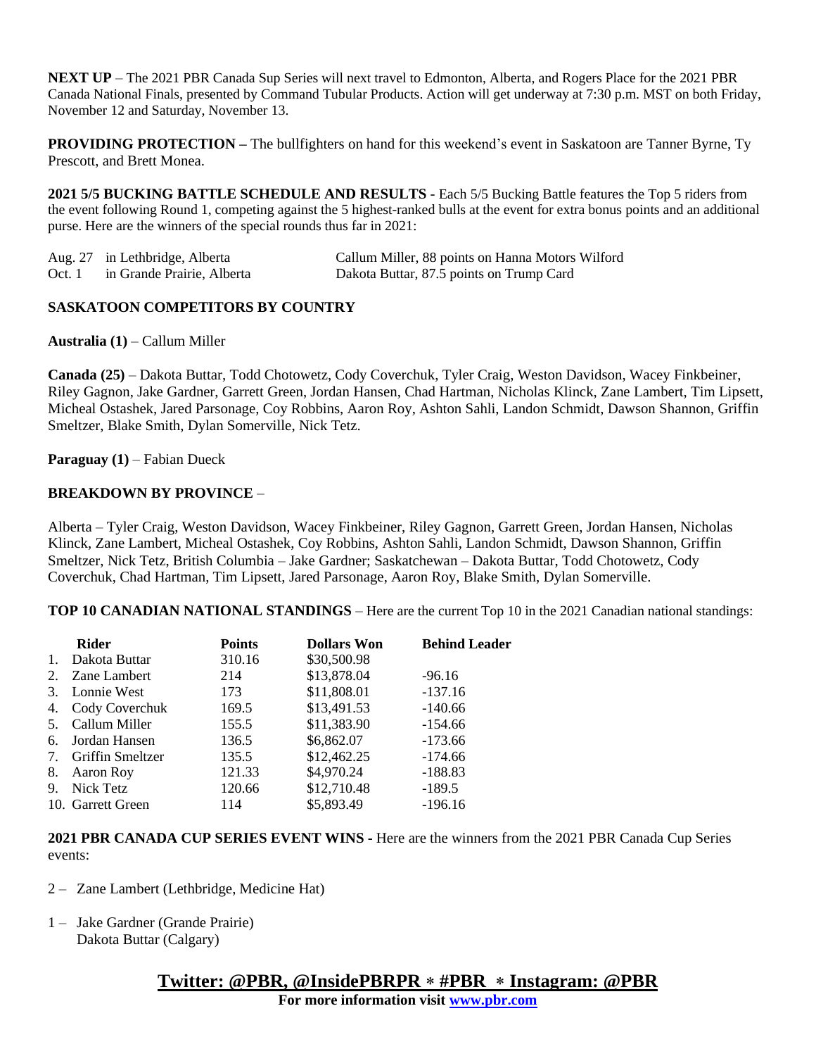**NEXT UP** – The 2021 PBR Canada Sup Series will next travel to Edmonton, Alberta, and Rogers Place for the 2021 PBR Canada National Finals, presented by Command Tubular Products. Action will get underway at 7:30 p.m. MST on both Friday, November 12 and Saturday, November 13.

**PROVIDING PROTECTION –** The bullfighters on hand for this weekend's event in Saskatoon are Tanner Byrne, Ty Prescott, and Brett Monea.

**2021 5/5 BUCKING BATTLE SCHEDULE AND RESULTS -** Each 5/5 Bucking Battle features the Top 5 riders from the event following Round 1, competing against the 5 highest-ranked bulls at the event for extra bonus points and an additional purse. Here are the winners of the special rounds thus far in 2021:

| | | |
|---|---|---|
| Aug. 27 | in Lethbridge, Alberta | Callum Miller, 88 points on Hanna Motors Wilford |
| Oct. 1 | in Grande Prairie, Alberta | Dakota Buttar, 87.5 points on Trump Card |

**SASKATOON COMPETITORS BY COUNTRY**

**Australia (1)** – Callum Miller

**Canada (25)** – Dakota Buttar, Todd Chotowetz, Cody Coverchuk, Tyler Craig, Weston Davidson, Wacey Finkbeiner, Riley Gagnon, Jake Gardner, Garrett Green, Jordan Hansen, Chad Hartman, Nicholas Klinck, Zane Lambert, Tim Lipsett, Micheal Ostashek, Jared Parsonage, Coy Robbins, Aaron Roy, Ashton Sahli, Landon Schmidt, Dawson Shannon, Griffin Smeltzer, Blake Smith, Dylan Somerville, Nick Tetz.

**Paraguay (1)** – Fabian Dueck

**BREAKDOWN BY PROVINCE** –

Alberta – Tyler Craig, Weston Davidson, Wacey Finkbeiner, Riley Gagnon, Garrett Green, Jordan Hansen, Nicholas Klinck, Zane Lambert, Micheal Ostashek, Coy Robbins, Ashton Sahli, Landon Schmidt, Dawson Shannon, Griffin Smeltzer, Nick Tetz, British Columbia – Jake Gardner; Saskatchewan – Dakota Buttar, Todd Chotowetz, Cody Coverchuk, Chad Hartman, Tim Lipsett, Jared Parsonage, Aaron Roy, Blake Smith, Dylan Somerville.

**TOP 10 CANADIAN NATIONAL STANDINGS** – Here are the current Top 10 in the 2021 Canadian national standings:

| | Rider | Points | Dollars Won | Behind Leader |
|---|---|---|---|---|
| 1. | Dakota Buttar | 310.16 | $30,500.98 | |
| 2. | Zane Lambert | 214 | $13,878.04 | -96.16 |
| 3. | Lonnie West | 173 | $11,808.01 | -137.16 |
| 4. | Cody Coverchuk | 169.5 | $13,491.53 | -140.66 |
| 5. | Callum Miller | 155.5 | $11,383.90 | -154.66 |
| 6. | Jordan Hansen | 136.5 | $6,862.07 | -173.66 |
| 7. | Griffin Smeltzer | 135.5 | $12,462.25 | -174.66 |
| 8. | Aaron Roy | 121.33 | $4,970.24 | -188.83 |
| 9. | Nick Tetz | 120.66 | $12,710.48 | -189.5 |
| 10. | Garrett Green | 114 | $5,893.49 | -196.16 |

**2021 PBR CANADA CUP SERIES EVENT WINS -** Here are the winners from the 2021 PBR Canada Cup Series events:

2 – Zane Lambert (Lethbridge, Medicine Hat)

1 – Jake Gardner (Grande Prairie)
Dakota Buttar (Calgary)

**Twitter: @PBR, @InsidePBRPR ∗ #PBR ∗ Instagram: @PBR**

**For more information visit www.pbr.com**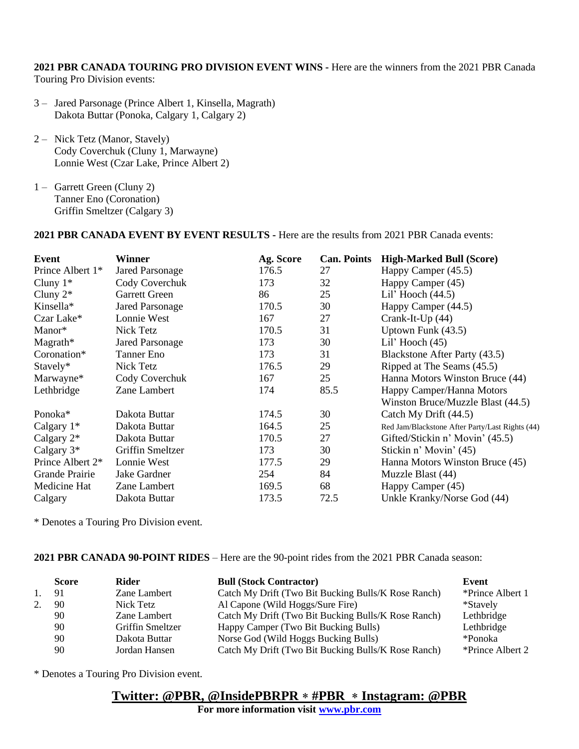**2021 PBR CANADA TOURING PRO DIVISION EVENT WINS -** Here are the winners from the 2021 PBR Canada Touring Pro Division events:

- 3 – Jared Parsonage (Prince Albert 1, Kinsella, Magrath)
  Dakota Buttar (Ponoka, Calgary 1, Calgary 2)

- 2 – Nick Tetz (Manor, Stavely)
  Cody Coverchuk (Cluny 1, Marwayne)
  Lonnie West (Czar Lake, Prince Albert 2)

- 1 – Garrett Green (Cluny 2)
  Tanner Eno (Coronation)
  Griffin Smeltzer (Calgary 3)

**2021 PBR CANADA EVENT BY EVENT RESULTS -** Here are the results from 2021 PBR Canada events:

| Event | Winner | Ag. Score | Can. Points | High-Marked Bull (Score) |
|---|---|---|---|---|
| Prince Albert 1* | Jared Parsonage | 176.5 | 27 | Happy Camper (45.5) |
| Cluny 1* | Cody Coverchuk | 173 | 32 | Happy Camper (45) |
| Cluny 2* | Garrett Green | 86 | 25 | Lil' Hooch (44.5) |
| Kinsella* | Jared Parsonage | 170.5 | 30 | Happy Camper (44.5) |
| Czar Lake* | Lonnie West | 167 | 27 | Crank-It-Up (44) |
| Manor* | Nick Tetz | 170.5 | 31 | Uptown Funk (43.5) |
| Magrath* | Jared Parsonage | 173 | 30 | Lil' Hooch (45) |
| Coronation* | Tanner Eno | 173 | 31 | Blackstone After Party (43.5) |
| Stavely* | Nick Tetz | 176.5 | 29 | Ripped at The Seams (45.5) |
| Marwayne* | Cody Coverchuk | 167 | 25 | Hanna Motors Winston Bruce (44) |
| Lethbridge | Zane Lambert | 174 | 85.5 | Happy Camper/Hanna Motors Winston Bruce/Muzzle Blast (44.5) |
| Ponoka* | Dakota Buttar | 174.5 | 30 | Catch My Drift (44.5) |
| Calgary 1* | Dakota Buttar | 164.5 | 25 | Red Jam/Blackstone After Party/Last Rights (44) |
| Calgary 2* | Dakota Buttar | 170.5 | 27 | Gifted/Stickin n' Movin' (45.5) |
| Calgary 3* | Griffin Smeltzer | 173 | 30 | Stickin n' Movin' (45) |
| Prince Albert 2* | Lonnie West | 177.5 | 29 | Hanna Motors Winston Bruce (45) |
| Grande Prairie | Jake Gardner | 254 | 84 | Muzzle Blast (44) |
| Medicine Hat | Zane Lambert | 169.5 | 68 | Happy Camper (45) |
| Calgary | Dakota Buttar | 173.5 | 72.5 | Unkle Kranky/Norse God (44) |

* Denotes a Touring Pro Division event.

**2021 PBR CANADA 90-POINT RIDES** – Here are the 90-point rides from the 2021 PBR Canada season:

| | Score | Rider | Bull (Stock Contractor) | Event |
|---|---|---|---|---|
| 1. | 91 | Zane Lambert | Catch My Drift (Two Bit Bucking Bulls/K Rose Ranch) | *Prince Albert 1 |
| 2. | 90 | Nick Tetz | Al Capone (Wild Hoggs/Sure Fire) | *Stavely |
| | 90 | Zane Lambert | Catch My Drift (Two Bit Bucking Bulls/K Rose Ranch) | Lethbridge |
| | 90 | Griffin Smeltzer | Happy Camper (Two Bit Bucking Bulls) | Lethbridge |
| | 90 | Dakota Buttar | Norse God (Wild Hoggs Bucking Bulls) | *Ponoka |
| | 90 | Jordan Hansen | Catch My Drift (Two Bit Bucking Bulls/K Rose Ranch) | *Prince Albert 2 |

* Denotes a Touring Pro Division event.

**Twitter: @PBR, @InsidePBRPR * #PBR * Instagram: @PBR**

**For more information visit www.pbr.com**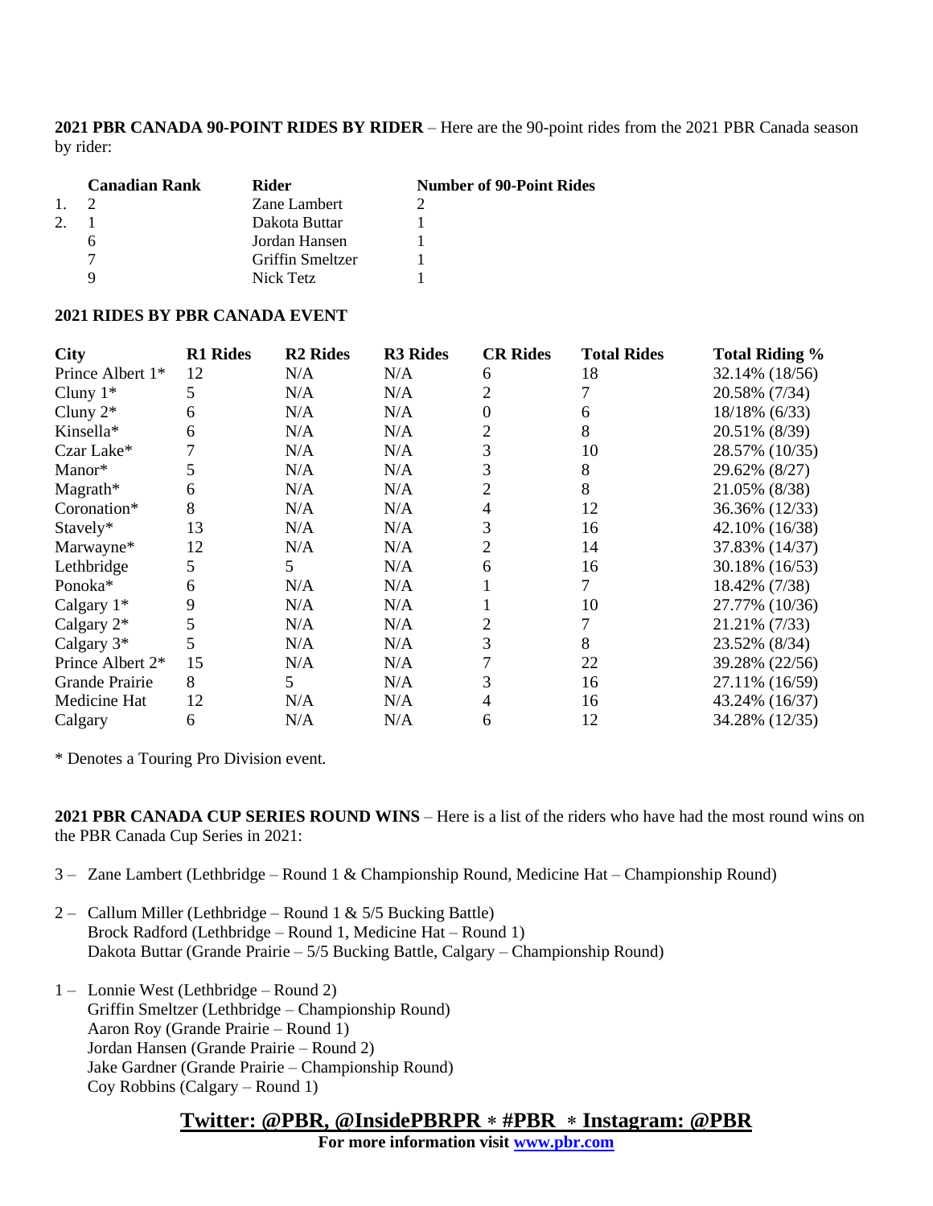**2021 PBR CANADA 90-POINT RIDES BY RIDER** – Here are the 90-point rides from the 2021 PBR Canada season by rider:

| | Canadian Rank | Rider | Number of 90-Point Rides |
|---|---|---|---|
| 1. | 2 | Zane Lambert | 2 |
| 2. | 1 | Dakota Buttar | 1 |
| | 6 | Jordan Hansen | 1 |
| | 7 | Griffin Smeltzer | 1 |
| | 9 | Nick Tetz | 1 |

**2021 RIDES BY PBR CANADA EVENT**

| City | R1 Rides | R2 Rides | R3 Rides | CR Rides | Total Rides | Total Riding % |
|---|---|---|---|---|---|---|
| Prince Albert 1* | 12 | N/A | N/A | 6 | 18 | 32.14% (18/56) |
| Cluny 1* | 5 | N/A | N/A | 2 | 7 | 20.58% (7/34) |
| Cluny 2* | 6 | N/A | N/A | 0 | 6 | 18/18% (6/33) |
| Kinsella* | 6 | N/A | N/A | 2 | 8 | 20.51% (8/39) |
| Czar Lake* | 7 | N/A | N/A | 3 | 10 | 28.57% (10/35) |
| Manor* | 5 | N/A | N/A | 3 | 8 | 29.62% (8/27) |
| Magrath* | 6 | N/A | N/A | 2 | 8 | 21.05% (8/38) |
| Coronation* | 8 | N/A | N/A | 4 | 12 | 36.36% (12/33) |
| Stavely* | 13 | N/A | N/A | 3 | 16 | 42.10% (16/38) |
| Marwayne* | 12 | N/A | N/A | 2 | 14 | 37.83% (14/37) |
| Lethbridge | 5 | 5 | N/A | 6 | 16 | 30.18% (16/53) |
| Ponoka* | 6 | N/A | N/A | 1 | 7 | 18.42% (7/38) |
| Calgary 1* | 9 | N/A | N/A | 1 | 10 | 27.77% (10/36) |
| Calgary 2* | 5 | N/A | N/A | 2 | 7 | 21.21% (7/33) |
| Calgary 3* | 5 | N/A | N/A | 3 | 8 | 23.52% (8/34) |
| Prince Albert 2* | 15 | N/A | N/A | 7 | 22 | 39.28% (22/56) |
| Grande Prairie | 8 | 5 | N/A | 3 | 16 | 27.11% (16/59) |
| Medicine Hat | 12 | N/A | N/A | 4 | 16 | 43.24% (16/37) |
| Calgary | 6 | N/A | N/A | 6 | 12 | 34.28% (12/35) |

* Denotes a Touring Pro Division event.

**2021 PBR CANADA CUP SERIES ROUND WINS** – Here is a list of the riders who have had the most round wins on the PBR Canada Cup Series in 2021:

3 – Zane Lambert (Lethbridge – Round 1 & Championship Round, Medicine Hat – Championship Round)

2 – Callum Miller (Lethbridge – Round 1 & 5/5 Bucking Battle)
Brock Radford (Lethbridge – Round 1, Medicine Hat – Round 1)
Dakota Buttar (Grande Prairie – 5/5 Bucking Battle, Calgary – Championship Round)

1 – Lonnie West (Lethbridge – Round 2)
Griffin Smeltzer (Lethbridge – Championship Round)
Aaron Roy (Grande Prairie – Round 1)
Jordan Hansen (Grande Prairie – Round 2)
Jake Gardner (Grande Prairie – Championship Round)
Coy Robbins (Calgary – Round 1)

**Twitter: @PBR, @InsidePBRPR ∗ #PBR ∗ Instagram: @PBR**

**For more information visit www.pbr.com**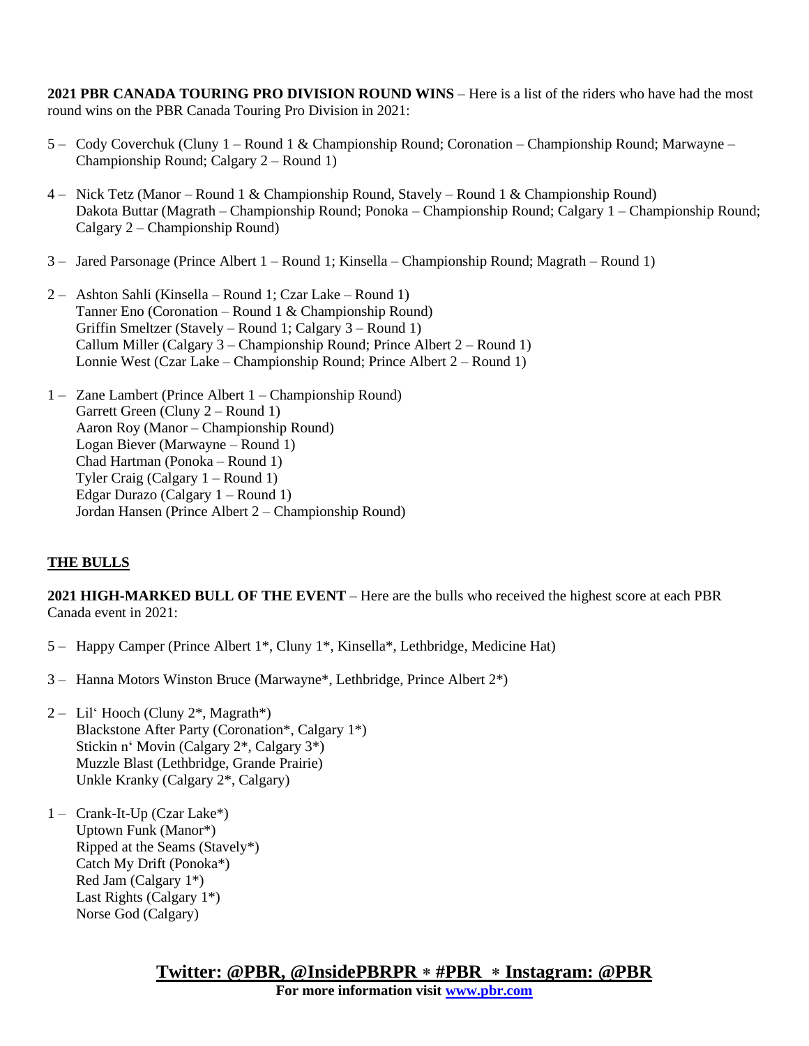**2021 PBR CANADA TOURING PRO DIVISION ROUND WINS** – Here is a list of the riders who have had the most round wins on the PBR Canada Touring Pro Division in 2021:

5 – Cody Coverchuk (Cluny 1 – Round 1 & Championship Round; Coronation – Championship Round; Marwayne – Championship Round; Calgary 2 – Round 1)

4 – Nick Tetz (Manor – Round 1 & Championship Round, Stavely – Round 1 & Championship Round)
Dakota Buttar (Magrath – Championship Round; Ponoka – Championship Round; Calgary 1 – Championship Round; Calgary 2 – Championship Round)

3 – Jared Parsonage (Prince Albert 1 – Round 1; Kinsella – Championship Round; Magrath – Round 1)

2 – Ashton Sahli (Kinsella – Round 1; Czar Lake – Round 1)
Tanner Eno (Coronation – Round 1 & Championship Round)
Griffin Smeltzer (Stavely – Round 1; Calgary 3 – Round 1)
Callum Miller (Calgary 3 – Championship Round; Prince Albert 2 – Round 1)
Lonnie West (Czar Lake – Championship Round; Prince Albert 2 – Round 1)

1 – Zane Lambert (Prince Albert 1 – Championship Round)
Garrett Green (Cluny 2 – Round 1)
Aaron Roy (Manor – Championship Round)
Logan Biever (Marwayne – Round 1)
Chad Hartman (Ponoka – Round 1)
Tyler Craig (Calgary 1 – Round 1)
Edgar Durazo (Calgary 1 – Round 1)
Jordan Hansen (Prince Albert 2 – Championship Round)

## THE BULLS

**2021 HIGH-MARKED BULL OF THE EVENT** – Here are the bulls who received the highest score at each PBR Canada event in 2021:

5 – Happy Camper (Prince Albert 1*, Cluny 1*, Kinsella*, Lethbridge, Medicine Hat)

3 – Hanna Motors Winston Bruce (Marwayne*, Lethbridge, Prince Albert 2*)

2 – Lil' Hooch (Cluny 2*, Magrath*)
Blackstone After Party (Coronation*, Calgary 1*)
Stickin n' Movin (Calgary 2*, Calgary 3*)
Muzzle Blast (Lethbridge, Grande Prairie)
Unkle Kranky (Calgary 2*, Calgary)

1 – Crank-It-Up (Czar Lake*)
Uptown Funk (Manor*)
Ripped at the Seams (Stavely*)
Catch My Drift (Ponoka*)
Red Jam (Calgary 1*)
Last Rights (Calgary 1*)
Norse God (Calgary)

**Twitter: @PBR, @InsidePBRPR * #PBR * Instagram: @PBR**
**For more information visit [www.pbr.com](http://www.pbr.com)**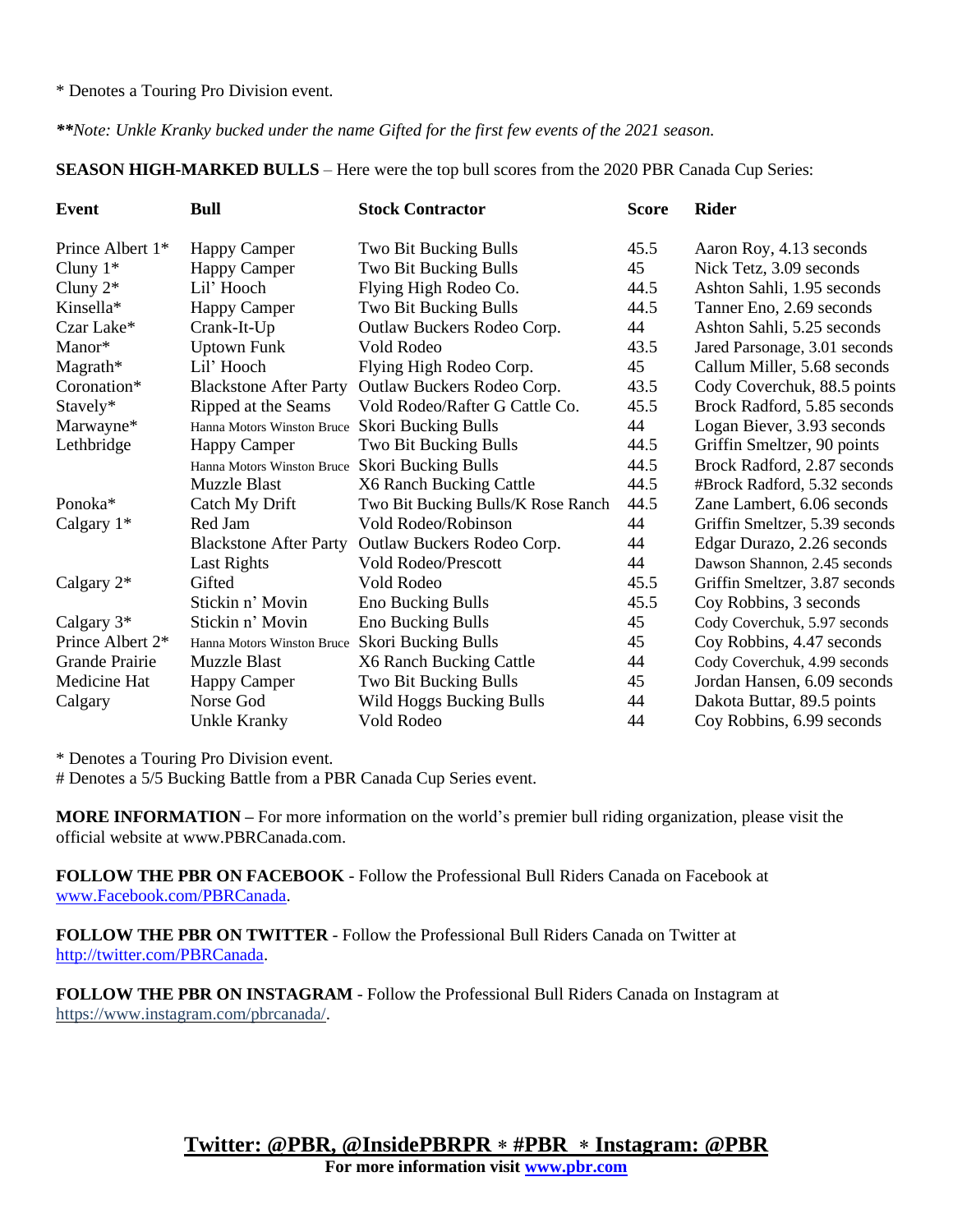* Denotes a Touring Pro Division event.

***\*Note: Unkle Kranky bucked under the name Gifted for the first few events of the 2021 season.***

**SEASON HIGH-MARKED BULLS** – Here were the top bull scores from the 2020 PBR Canada Cup Series:

| Event | Bull | Stock Contractor | Score | Rider |
|---|---|---|---|---|
| Prince Albert 1* | Happy Camper | Two Bit Bucking Bulls | 45.5 | Aaron Roy, 4.13 seconds |
| Cluny 1* | Happy Camper | Two Bit Bucking Bulls | 45 | Nick Tetz, 3.09 seconds |
| Cluny 2* | Lil' Hooch | Flying High Rodeo Co. | 44.5 | Ashton Sahli, 1.95 seconds |
| Kinsella* | Happy Camper | Two Bit Bucking Bulls | 44.5 | Tanner Eno, 2.69 seconds |
| Czar Lake* | Crank-It-Up | Outlaw Buckers Rodeo Corp. | 44 | Ashton Sahli, 5.25 seconds |
| Manor* | Uptown Funk | Vold Rodeo | 43.5 | Jared Parsonage, 3.01 seconds |
| Magrath* | Lil' Hooch | Flying High Rodeo Corp. | 45 | Callum Miller, 5.68 seconds |
| Coronation* | Blackstone After Party | Outlaw Buckers Rodeo Corp. | 43.5 | Cody Coverchuk, 88.5 points |
| Stavely* | Ripped at the Seams | Vold Rodeo/Rafter G Cattle Co. | 45.5 | Brock Radford, 5.85 seconds |
| Marwayne* | Hanna Motors Winston Bruce | Skori Bucking Bulls | 44 | Logan Biever, 3.93 seconds |
| Lethbridge | Happy Camper | Two Bit Bucking Bulls | 44.5 | Griffin Smeltzer, 90 points |
| | Hanna Motors Winston Bruce | Skori Bucking Bulls | 44.5 | Brock Radford, 2.87 seconds |
| | Muzzle Blast | X6 Ranch Bucking Cattle | 44.5 | #Brock Radford, 5.32 seconds |
| Ponoka* | Catch My Drift | Two Bit Bucking Bulls/K Rose Ranch | 44.5 | Zane Lambert, 6.06 seconds |
| Calgary 1* | Red Jam | Vold Rodeo/Robinson | 44 | Griffin Smeltzer, 5.39 seconds |
| | Blackstone After Party | Outlaw Buckers Rodeo Corp. | 44 | Edgar Durazo, 2.26 seconds |
| | Last Rights | Vold Rodeo/Prescott | 44 | Dawson Shannon, 2.45 seconds |
| Calgary 2* | Gifted | Vold Rodeo | 45.5 | Griffin Smeltzer, 3.87 seconds |
| | Stickin n' Movin | Eno Bucking Bulls | 45.5 | Coy Robbins, 3 seconds |
| Calgary 3* | Stickin n' Movin | Eno Bucking Bulls | 45 | Cody Coverchuk, 5.97 seconds |
| Prince Albert 2* | Hanna Motors Winston Bruce | Skori Bucking Bulls | 45 | Coy Robbins, 4.47 seconds |
| Grande Prairie | Muzzle Blast | X6 Ranch Bucking Cattle | 44 | Cody Coverchuk, 4.99 seconds |
| Medicine Hat | Happy Camper | Two Bit Bucking Bulls | 45 | Jordan Hansen, 6.09 seconds |
| Calgary | Norse God | Wild Hoggs Bucking Bulls | 44 | Dakota Buttar, 89.5 points |
| | Unkle Kranky | Vold Rodeo | 44 | Coy Robbins, 6.99 seconds |

* Denotes a Touring Pro Division event.
# Denotes a 5/5 Bucking Battle from a PBR Canada Cup Series event.

**MORE INFORMATION –** For more information on the world's premier bull riding organization, please visit the official website at www.PBRCanada.com.

**FOLLOW THE PBR ON FACEBOOK** - Follow the Professional Bull Riders Canada on Facebook at www.Facebook.com/PBRCanada.

**FOLLOW THE PBR ON TWITTER** - Follow the Professional Bull Riders Canada on Twitter at http://twitter.com/PBRCanada.

**FOLLOW THE PBR ON INSTAGRAM** - Follow the Professional Bull Riders Canada on Instagram at https://www.instagram.com/pbrcanada/.

**Twitter: @PBR, @InsidePBRPR ∗ #PBR ∗ Instagram: @PBR**
**For more information visit www.pbr.com**